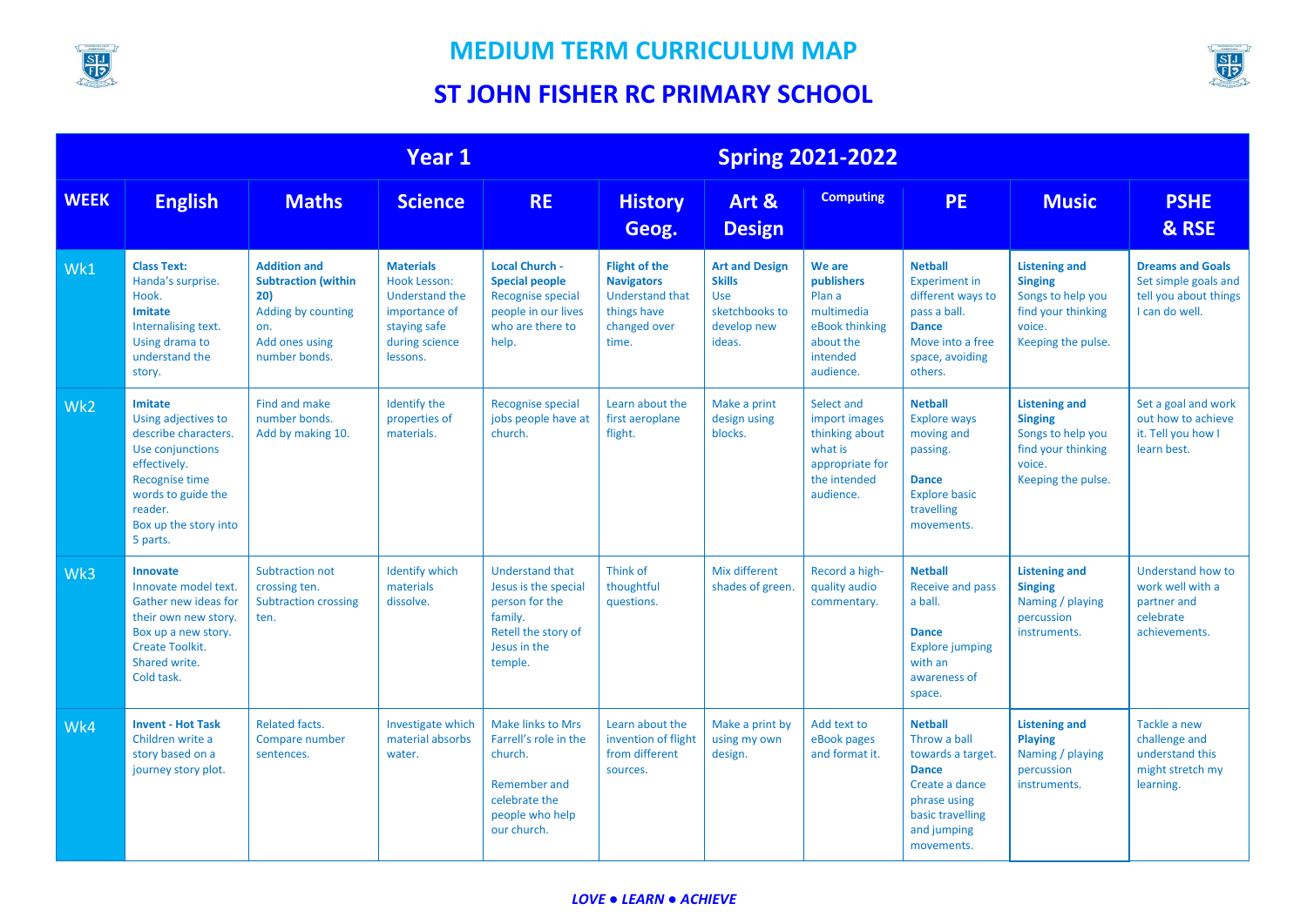# MEDIUM TERM CURRICULUM MAP

## ST JOHN FISHER RC PRIMARY SCHOOL

| Year 1 | | | | | Spring 2021-2022 | | | | | |
|---|---|---|---|---|---|---|---|---|---|---|
| **WEEK** | **English** | **Maths** | **Science** | **RE** | **History Geog.** | **Art & Design** | **Computing** | **PE** | **Music** | **PSHE & RSE** |
| Wk1 | **Class Text:** Handa's surprise. Hook. **Imitate** Internalising text. Using drama to understand the story. | **Addition and Subtraction (within 20)** Adding by counting on. Add ones using number bonds. | **Materials** Hook Lesson: Understand the importance of staying safe during science lessons. | **Local Church - Special people** Recognise special people in our lives who are there to help. | **Flight of the Navigators** Understand that things have changed over time. | **Art and Design Skills** Use sketchbooks to develop new ideas. | **We are publishers** Plan a multimedia eBook thinking about the intended audience. | **Netball** Experiment in different ways to pass a ball. **Dance** Move into a free space, avoiding others. | **Listening and Singing** Songs to help you find your thinking voice. Keeping the pulse. | **Dreams and Goals** Set simple goals and tell you about things I can do well. |
| Wk2 | **Imitate** Using adjectives to describe characters. Use conjunctions effectively. Recognise time words to guide the reader. Box up the story into 5 parts. | Find and make number bonds. Add by making 10. | Identify the properties of materials. | Recognise special jobs people have at church. | Learn about the first aeroplane flight. | Make a print design using blocks. | Select and import images thinking about what is appropriate for the intended audience. | **Netball** Explore ways moving and passing. **Dance** Explore basic travelling movements. | **Listening and Singing** Songs to help you find your thinking voice. Keeping the pulse. | Set a goal and work out how to achieve it. Tell you how I learn best. |
| Wk3 | **Innovate** Innovate model text. Gather new ideas for their own new story. Box up a new story. Create Toolkit. Shared write. Cold task. | Subtraction not crossing ten. Subtraction crossing ten. | Identify which materials dissolve. | Understand that Jesus is the special person for the family. Retell the story of Jesus in the temple. | Think of thoughtful questions. | Mix different shades of green. | Record a high-quality audio commentary. | **Netball** Receive and pass a ball. **Dance** Explore jumping with an awareness of space. | **Listening and Singing** Naming / playing percussion instruments. | Understand how to work well with a partner and celebrate achievements. |
| Wk4 | **Invent - Hot Task** Children write a story based on a journey story plot. | Related facts. Compare number sentences. | Investigate which material absorbs water. | Make links to Mrs Farrell's role in the church. Remember and celebrate the people who help our church. | Learn about the invention of flight from different sources. | Make a print by using my own design. | Add text to eBook pages and format it. | **Netball** Throw a ball towards a target. **Dance** Create a dance phrase using basic travelling and jumping movements. | **Listening and Playing** Naming / playing percussion instruments. | Tackle a new challenge and understand this might stretch my learning. |

*LOVE ● LEARN ● ACHIEVE*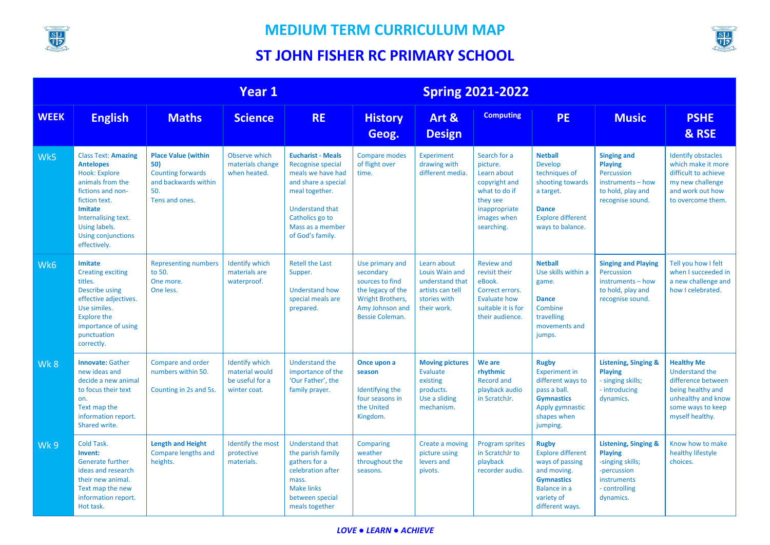# MEDIUM TERM CURRICULUM MAP

## ST JOHN FISHER RC PRIMARY SCHOOL

| Year 1 | | | | Spring 2021-2022 | | | | | | |
|---|---|---|---|---|---|---|---|---|---|---|
| **WEEK** | **English** | **Maths** | **Science** | **RE** | **History Geog.** | **Art & Design** | **Computing** | **PE** | **Music** | **PSHE & RSE** |
| Wk5 | Class Text: **Amazing Antelopes** Hook: Explore animals from the fictions and non-fiction text. **Imitate** Internalising text. Using labels. Using conjunctions effectively. | **Place Value (within 50)** Counting forwards and backwards within 50. Tens and ones. | Observe which materials change when heated. | **Eucharist - Meals** Recognise special meals we have had and share a special meal together. Understand that Catholics go to Mass as a member of God's family. | Compare modes of flight over time. | Experiment drawing with different media. | Search for a picture. Learn about copyright and what to do if they see inappropriate images when searching. | **Netball** Develop techniques of shooting towards a target. **Dance** Explore different ways to balance. | **Singing and Playing** Percussion instruments – how to hold, play and recognise sound. | Identify obstacles which make it more difficult to achieve my new challenge and work out how to overcome them. |
| Wk6 | **Imitate** Creating exciting titles. Describe using effective adjectives. Use similes. Explore the importance of using punctuation correctly. | Representing numbers to 50. One more. One less. | Identify which materials are waterproof. | Retell the Last Supper. Understand how special meals are prepared. | Use primary and secondary sources to find the legacy of the Wright Brothers, Amy Johnson and Bessie Coleman. | Learn about Louis Wain and understand that artists can tell stories with their work. | Review and revisit their eBook. Correct errors. Evaluate how suitable it is for their audience. | **Netball** Use skills within a game. **Dance** Combine travelling movements and jumps. | **Singing and Playing** Percussion instruments – how to hold, play and recognise sound. | Tell you how I felt when I succeeded in a new challenge and how I celebrated. |
| Wk 8 | **Innovate:** Gather new ideas and decide a new animal to focus their text on. Text map the information report. Shared write. | Compare and order numbers within 50. Counting in 2s and 5s. | Identify which material would be useful for a winter coat. | Understand the importance of the 'Our Father', the family prayer. | **Once upon a season** Identifying the four seasons in the United Kingdom. | **Moving pictures** Evaluate existing products. Use a sliding mechanism. | **We are rhythmic** Record and playback audio in ScratchJr. | **Rugby** Experiment in different ways to pass a ball. **Gymnastics** Apply gymnastic shapes when jumping. | **Listening, Singing & Playing** - singing skills; - introducing dynamics. | **Healthy Me** Understand the difference between being healthy and unhealthy and know some ways to keep myself healthy. |
| Wk 9 | Cold Task. **Invent:** Generate further ideas and research their new animal. Text map the new information report. Hot task. | **Length and Height** Compare lengths and heights. | Identify the most protective materials. | Understand that the parish family gathers for a celebration after mass. Make links between special meals together | Comparing weather throughout the seasons. | Create a moving picture using levers and pivots. | Program sprites in ScratchJr to playback recorder audio. | **Rugby** Explore different ways of passing and moving. **Gymnastics** Balance in a variety of different ways. | **Listening, Singing & Playing** -singing skills; -percussion instruments - controlling dynamics. | Know how to make healthy lifestyle choices. |

*LOVE ● LEARN ● ACHIEVE*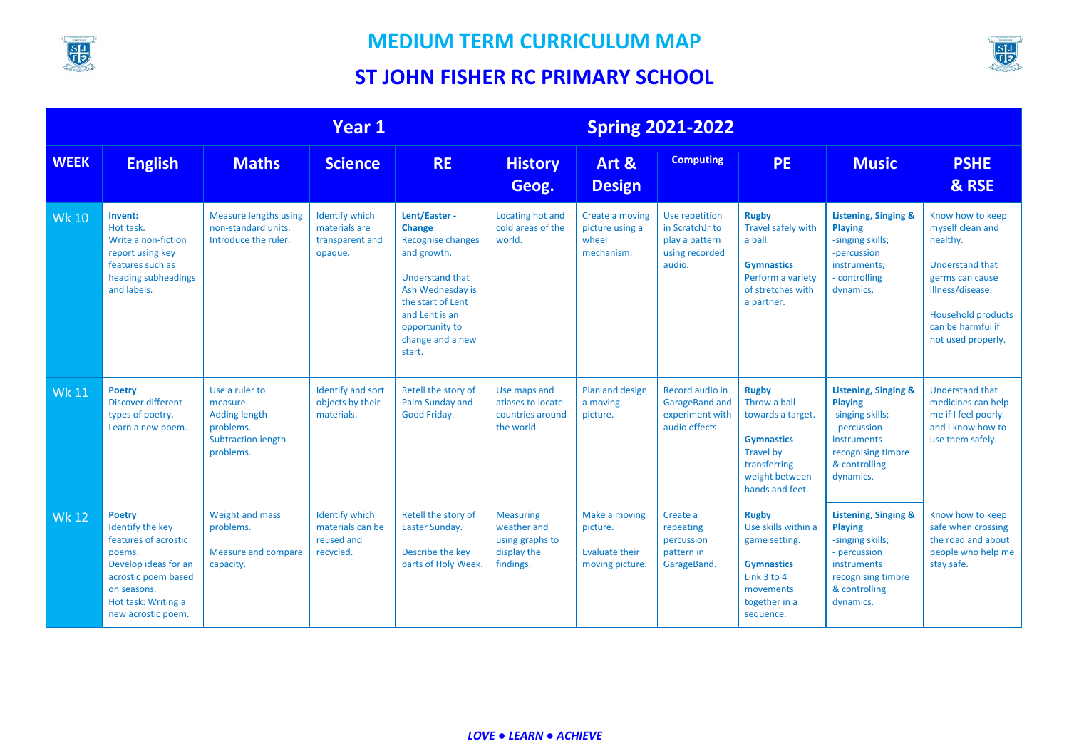# MEDIUM TERM CURRICULUM MAP

## ST JOHN FISHER RC PRIMARY SCHOOL

| Year 1 | | | | | Spring 2021-2022 | | | | | |
|---|---|---|---|---|---|---|---|---|---|---|
| **WEEK** | **English** | **Maths** | **Science** | **RE** | **History Geog.** | **Art & Design** | **Computing** | **PE** | **Music** | **PSHE & RSE** |
| Wk 10 | **Invent:** Hot task. Write a non-fiction report using key features such as heading subheadings and labels. | Measure lengths using non-standard units. Introduce the ruler. | Identify which materials are transparent and opaque. | **Lent/Easter - Change** Recognise changes and growth. Understand that Ash Wednesday is the start of Lent and Lent is an opportunity to change and a new start. | Locating hot and cold areas of the world. | Create a moving picture using a wheel mechanism. | Use repetition in ScratchJr to play a pattern using recorded audio. | **Rugby** Travel safely with a ball. **Gymnastics** Perform a variety of stretches with a partner. | **Listening, Singing & Playing** -singing skills; -percussion instruments; - controlling dynamics. | Know how to keep myself clean and healthy. Understand that germs can cause illness/disease. Household products can be harmful if not used properly. |
| Wk 11 | **Poetry** Discover different types of poetry. Learn a new poem. | Use a ruler to measure. Adding length problems. Subtraction length problems. | Identify and sort objects by their materials. | Retell the story of Palm Sunday and Good Friday. | Use maps and atlases to locate countries around the world. | Plan and design a moving picture. | Record audio in GarageBand and experiment with audio effects. | **Rugby** Throw a ball towards a target. **Gymnastics** Travel by transferring weight between hands and feet. | **Listening, Singing & Playing** -singing skills; - percussion instruments recognising timbre & controlling dynamics. | Understand that medicines can help me if I feel poorly and I know how to use them safely. |
| Wk 12 | **Poetry** Identify the key features of acrostic poems. Develop ideas for an acrostic poem based on seasons. Hot task: Writing a new acrostic poem. | Weight and mass problems. Measure and compare capacity. | Identify which materials can be reused and recycled. | Retell the story of Easter Sunday. Describe the key parts of Holy Week. | Measuring weather and using graphs to display the findings. | Make a moving picture. Evaluate their moving picture. | Create a repeating percussion pattern in GarageBand. | **Rugby** Use skills within a game setting. **Gymnastics** Link 3 to 4 movements together in a sequence. | **Listening, Singing & Playing** -singing skills; - percussion instruments recognising timbre & controlling dynamics. | Know how to keep safe when crossing the road and about people who help me stay safe. |

*LOVE ● LEARN ● ACHIEVE*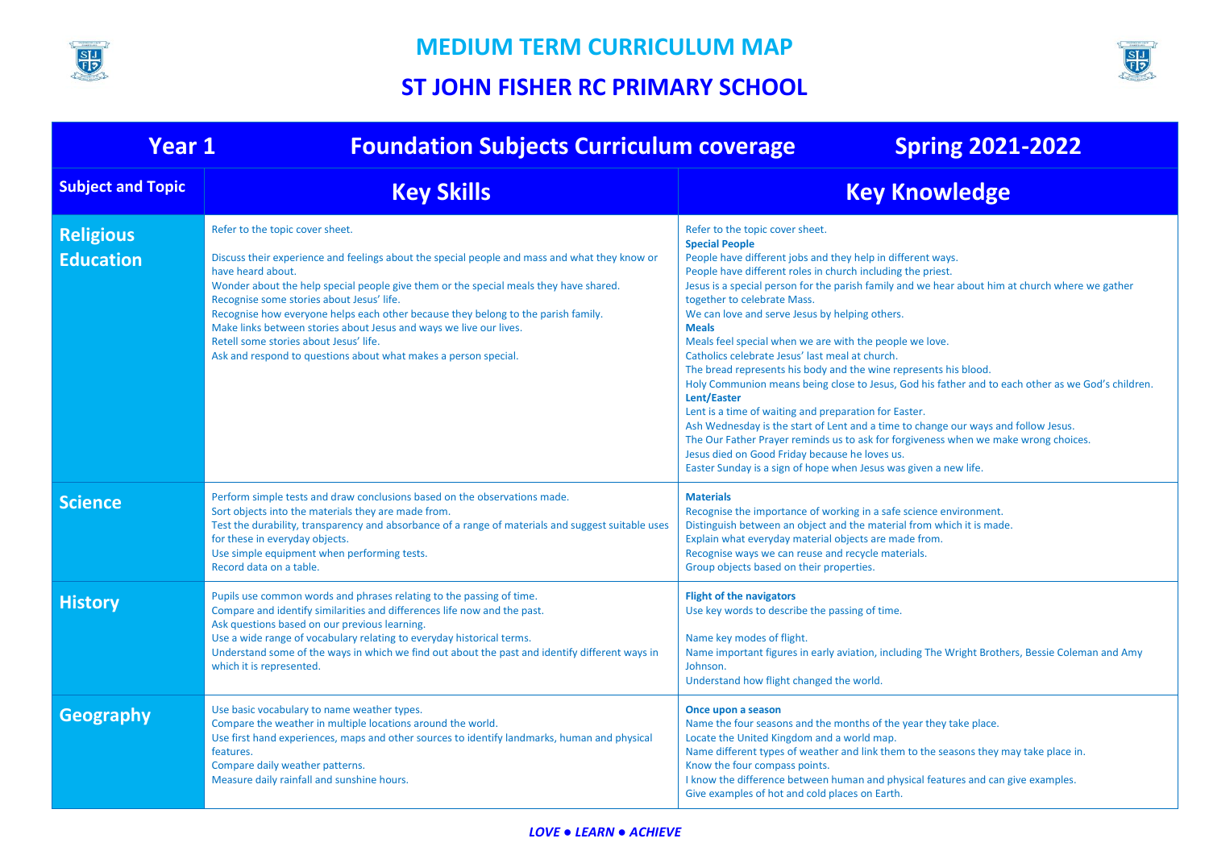# MEDIUM TERM CURRICULUM MAP

## ST JOHN FISHER RC PRIMARY SCHOOL

| Year 1 | Foundation Subjects Curriculum coverage Spring 2021-2022 | |
|---|---|---|
| **Subject and Topic** | **Key Skills** | **Key Knowledge** |
| **Religious Education** | Refer to the topic cover sheet.<br><br>Discuss their experience and feelings about the special people and mass and what they know or have heard about.<br>Wonder about the help special people give them or the special meals they have shared.<br>Recognise some stories about Jesus' life.<br>Recognise how everyone helps each other because they belong to the parish family.<br>Make links between stories about Jesus and ways we live our lives.<br>Retell some stories about Jesus' life.<br>Ask and respond to questions about what makes a person special. | Refer to the topic cover sheet.<br>**Special People**<br>People have different jobs and they help in different ways.<br>People have different roles in church including the priest.<br>Jesus is a special person for the parish family and we hear about him at church where we gather together to celebrate Mass.<br>We can love and serve Jesus by helping others.<br>**Meals**<br>Meals feel special when we are with the people we love.<br>Catholics celebrate Jesus' last meal at church.<br>The bread represents his body and the wine represents his blood.<br>Holy Communion means being close to Jesus, God his father and to each other as we God's children.<br>**Lent/Easter**<br>Lent is a time of waiting and preparation for Easter.<br>Ash Wednesday is the start of Lent and a time to change our ways and follow Jesus.<br>The Our Father Prayer reminds us to ask for forgiveness when we make wrong choices.<br>Jesus died on Good Friday because he loves us.<br>Easter Sunday is a sign of hope when Jesus was given a new life. |
| **Science** | Perform simple tests and draw conclusions based on the observations made.<br>Sort objects into the materials they are made from.<br>Test the durability, transparency and absorbance of a range of materials and suggest suitable uses for these in everyday objects.<br>Use simple equipment when performing tests.<br>Record data on a table. | **Materials**<br>Recognise the importance of working in a safe science environment.<br>Distinguish between an object and the material from which it is made.<br>Explain what everyday material objects are made from.<br>Recognise ways we can reuse and recycle materials.<br>Group objects based on their properties. |
| **History** | Pupils use common words and phrases relating to the passing of time.<br>Compare and identify similarities and differences life now and the past.<br>Ask questions based on our previous learning.<br>Use a wide range of vocabulary relating to everyday historical terms.<br>Understand some of the ways in which we find out about the past and identify different ways in which it is represented. | **Flight of the navigators**<br>Use key words to describe the passing of time.<br><br>Name key modes of flight.<br>Name important figures in early aviation, including The Wright Brothers, Bessie Coleman and Amy Johnson.<br>Understand how flight changed the world. |
| **Geography** | Use basic vocabulary to name weather types.<br>Compare the weather in multiple locations around the world.<br>Use first hand experiences, maps and other sources to identify landmarks, human and physical features.<br>Compare daily weather patterns.<br>Measure daily rainfall and sunshine hours. | **Once upon a season**<br>Name the four seasons and the months of the year they take place.<br>Locate the United Kingdom and a world map.<br>Name different types of weather and link them to the seasons they may take place in.<br>Know the four compass points.<br>I know the difference between human and physical features and can give examples.<br>Give examples of hot and cold places on Earth. |

*LOVE ● LEARN ● ACHIEVE*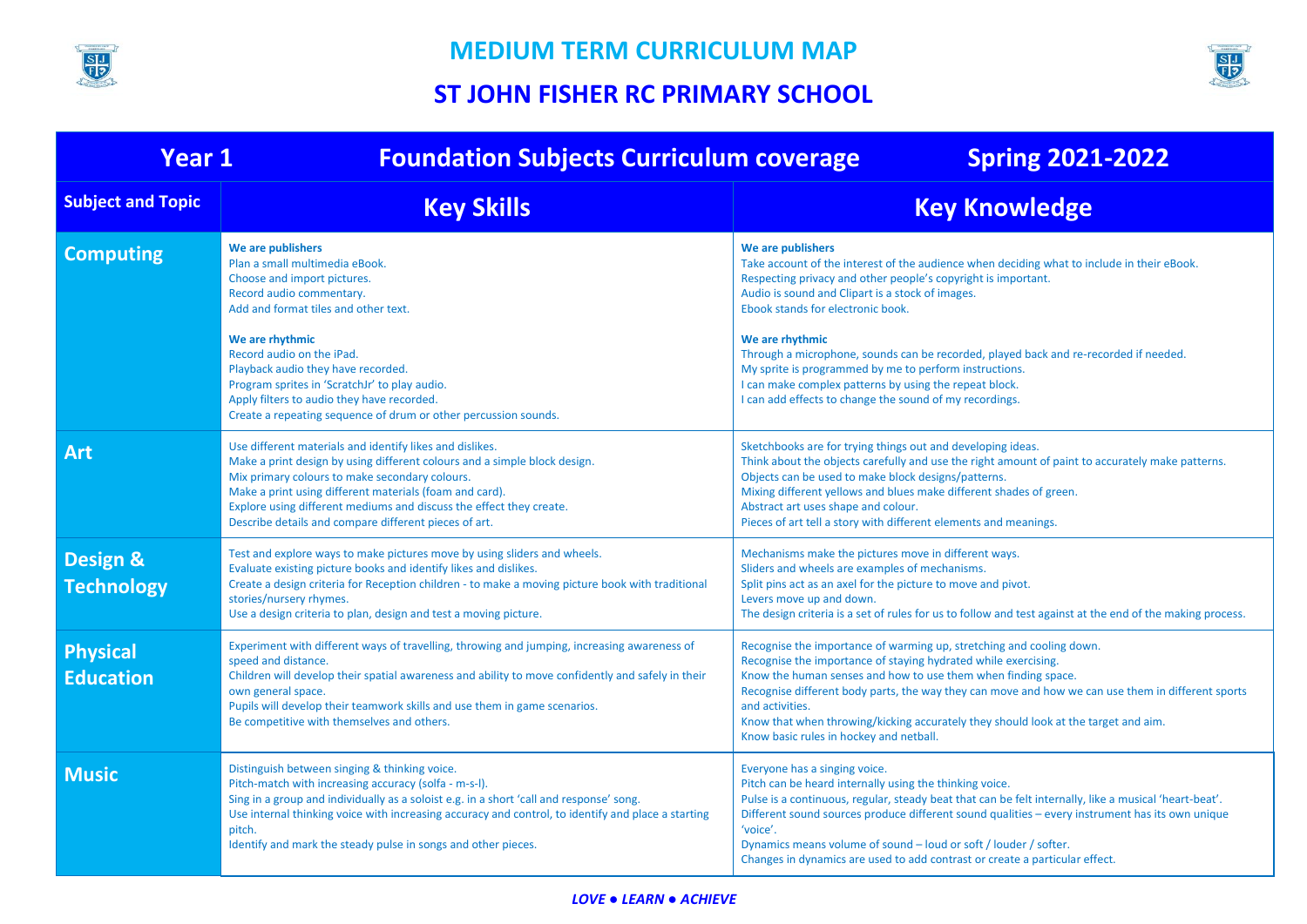# MEDIUM TERM CURRICULUM MAP

# ST JOHN FISHER RC PRIMARY SCHOOL

| Year 1 | Foundation Subjects Curriculum coverage | Spring 2021-2022 |
|---|---|---|
| **Subject and Topic** | **Key Skills** | **Key Knowledge** |
| **Computing** | **We are publishers**<br>Plan a small multimedia eBook.<br>Choose and import pictures.<br>Record audio commentary.<br>Add and format tiles and other text.<br><br>**We are rhythmic**<br>Record audio on the iPad.<br>Playback audio they have recorded.<br>Program sprites in 'ScratchJr' to play audio.<br>Apply filters to audio they have recorded.<br>Create a repeating sequence of drum or other percussion sounds. | **We are publishers**<br>Take account of the interest of the audience when deciding what to include in their eBook.<br>Respecting privacy and other people's copyright is important.<br>Audio is sound and Clipart is a stock of images.<br>Ebook stands for electronic book.<br><br>**We are rhythmic**<br>Through a microphone, sounds can be recorded, played back and re-recorded if needed.<br>My sprite is programmed by me to perform instructions.<br>I can make complex patterns by using the repeat block.<br>I can add effects to change the sound of my recordings. |
| **Art** | Use different materials and identify likes and dislikes.<br>Make a print design by using different colours and a simple block design.<br>Mix primary colours to make secondary colours.<br>Make a print using different materials (foam and card).<br>Explore using different mediums and discuss the effect they create.<br>Describe details and compare different pieces of art. | Sketchbooks are for trying things out and developing ideas.<br>Think about the objects carefully and use the right amount of paint to accurately make patterns.<br>Objects can be used to make block designs/patterns.<br>Mixing different yellows and blues make different shades of green.<br>Abstract art uses shape and colour.<br>Pieces of art tell a story with different elements and meanings. |
| **Design & Technology** | Test and explore ways to make pictures move by using sliders and wheels.<br>Evaluate existing picture books and identify likes and dislikes.<br>Create a design criteria for Reception children - to make a moving picture book with traditional stories/nursery rhymes.<br>Use a design criteria to plan, design and test a moving picture. | Mechanisms make the pictures move in different ways.<br>Sliders and wheels are examples of mechanisms.<br>Split pins act as an axel for the picture to move and pivot.<br>Levers move up and down.<br>The design criteria is a set of rules for us to follow and test against at the end of the making process. |
| **Physical Education** | Experiment with different ways of travelling, throwing and jumping, increasing awareness of speed and distance.<br>Children will develop their spatial awareness and ability to move confidently and safely in their own general space.<br>Pupils will develop their teamwork skills and use them in game scenarios.<br>Be competitive with themselves and others. | Recognise the importance of warming up, stretching and cooling down.<br>Recognise the importance of staying hydrated while exercising.<br>Know the human senses and how to use them when finding space.<br>Recognise different body parts, the way they can move and how we can use them in different sports and activities.<br>Know that when throwing/kicking accurately they should look at the target and aim.<br>Know basic rules in hockey and netball. |
| **Music** | Distinguish between singing & thinking voice.<br>Pitch-match with increasing accuracy (solfa - m-s-l).<br>Sing in a group and individually as a soloist e.g. in a short 'call and response' song.<br>Use internal thinking voice with increasing accuracy and control, to identify and place a starting pitch.<br>Identify and mark the steady pulse in songs and other pieces. | Everyone has a singing voice.<br>Pitch can be heard internally using the thinking voice.<br>Pulse is a continuous, regular, steady beat that can be felt internally, like a musical 'heart-beat'.<br>Different sound sources produce different sound qualities – every instrument has its own unique 'voice'.<br>Dynamics means volume of sound – loud or soft / louder / softer.<br>Changes in dynamics are used to add contrast or create a particular effect. |

*LOVE ● LEARN ● ACHIEVE*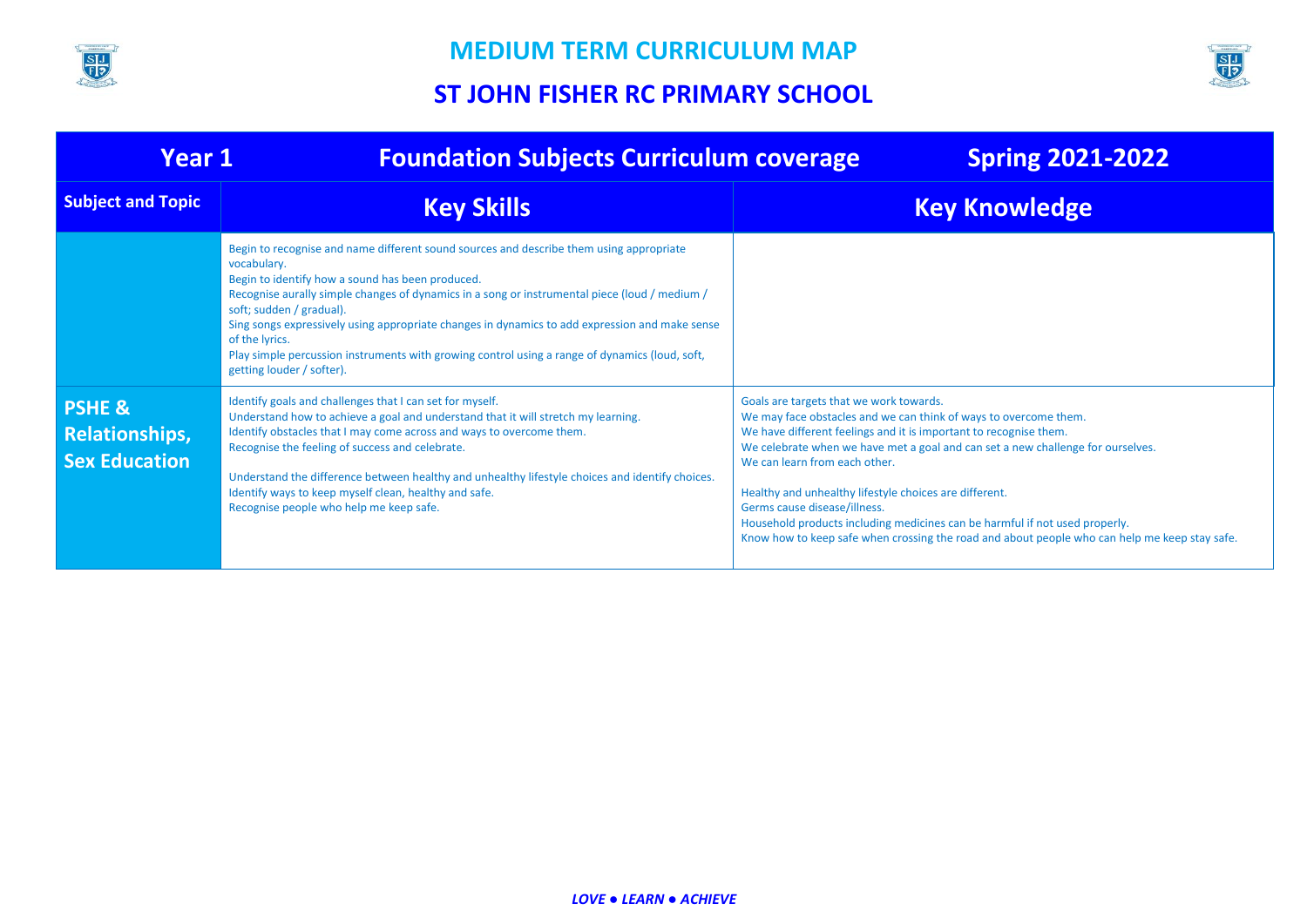# MEDIUM TERM CURRICULUM MAP

## ST JOHN FISHER RC PRIMARY SCHOOL

| Year 1 | Foundation Subjects Curriculum coverage | Spring 2021-2022 |
|---|---|---|
| **Subject and Topic** | **Key Skills** | **Key Knowledge** |
| | Begin to recognise and name different sound sources and describe them using appropriate vocabulary.<br>Begin to identify how a sound has been produced.<br>Recognise aurally simple changes of dynamics in a song or instrumental piece (loud / medium / soft; sudden / gradual).<br>Sing songs expressively using appropriate changes in dynamics to add expression and make sense of the lyrics.<br>Play simple percussion instruments with growing control using a range of dynamics (loud, soft, getting louder / softer). | |
| **PSHE & Relationships, Sex Education** | Identify goals and challenges that I can set for myself.<br>Understand how to achieve a goal and understand that it will stretch my learning.<br>Identify obstacles that I may come across and ways to overcome them.<br>Recognise the feeling of success and celebrate.<br><br>Understand the difference between healthy and unhealthy lifestyle choices and identify choices.<br>Identify ways to keep myself clean, healthy and safe.<br>Recognise people who help me keep safe. | Goals are targets that we work towards.<br>We may face obstacles and we can think of ways to overcome them.<br>We have different feelings and it is important to recognise them.<br>We celebrate when we have met a goal and can set a new challenge for ourselves.<br>We can learn from each other.<br><br>Healthy and unhealthy lifestyle choices are different.<br>Germs cause disease/illness.<br>Household products including medicines can be harmful if not used properly.<br>Know how to keep safe when crossing the road and about people who can help me keep stay safe. |

*LOVE ● LEARN ● ACHIEVE*